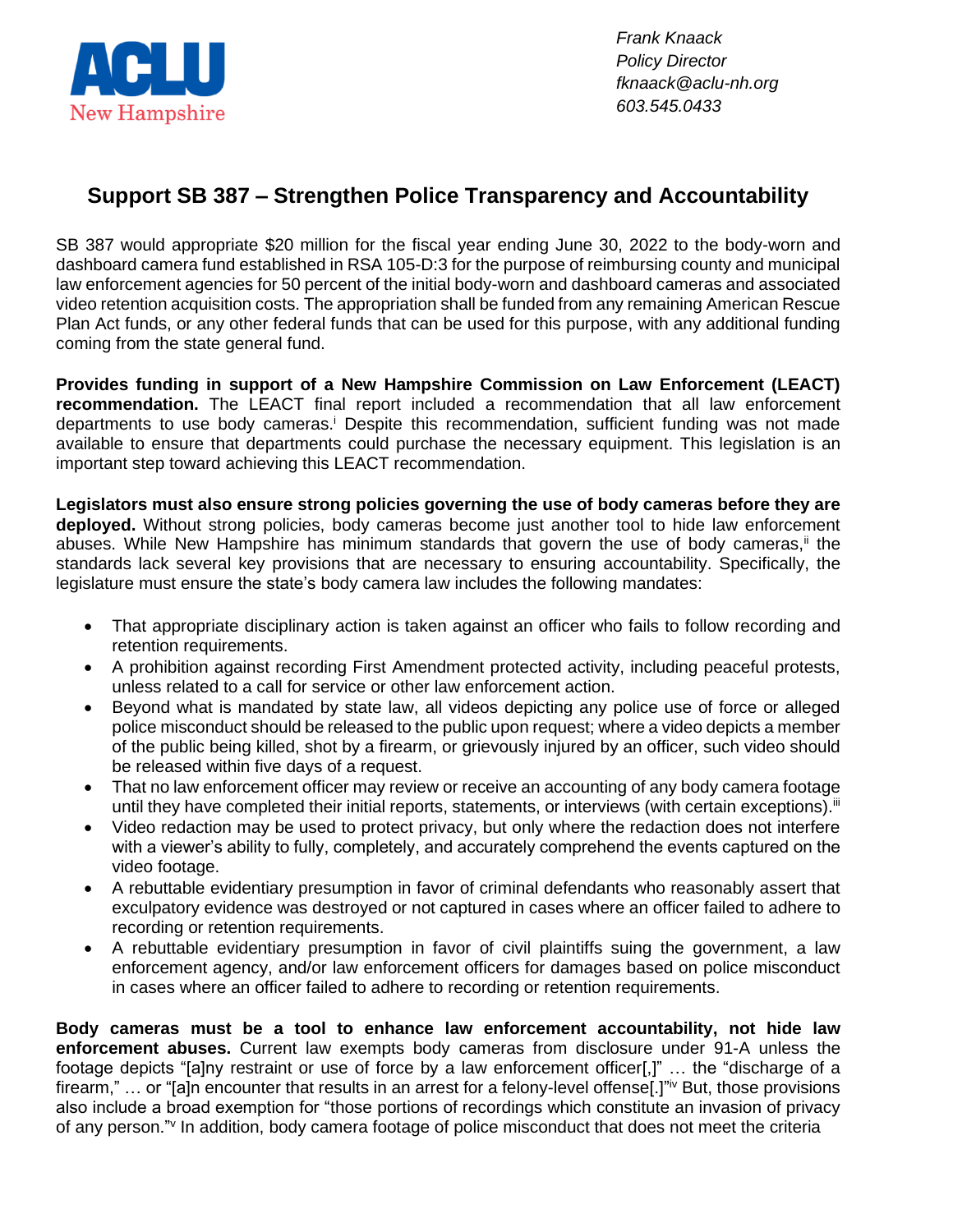ACLU New Hampshire

*Frank Knaack*
*Policy Director*
*fknaack@aclu-nh.org*
*603.545.0433*

# Support SB 387 – Strengthen Police Transparency and Accountability

SB 387 would appropriate $20 million for the fiscal year ending June 30, 2022 to the body-worn and dashboard camera fund established in RSA 105-D:3 for the purpose of reimbursing county and municipal law enforcement agencies for 50 percent of the initial body-worn and dashboard cameras and associated video retention acquisition costs. The appropriation shall be funded from any remaining American Rescue Plan Act funds, or any other federal funds that can be used for this purpose, with any additional funding coming from the state general fund.

**Provides funding in support of a New Hampshire Commission on Law Enforcement (LEACT) recommendation.** The LEACT final report included a recommendation that all law enforcement departments to use body cameras.[i] Despite this recommendation, sufficient funding was not made available to ensure that departments could purchase the necessary equipment. This legislation is an important step toward achieving this LEACT recommendation.

**Legislators must also ensure strong policies governing the use of body cameras before they are deployed.** Without strong policies, body cameras become just another tool to hide law enforcement abuses. While New Hampshire has minimum standards that govern the use of body cameras,[ii] the standards lack several key provisions that are necessary to ensuring accountability. Specifically, the legislature must ensure the state's body camera law includes the following mandates:

- That appropriate disciplinary action is taken against an officer who fails to follow recording and retention requirements.
- A prohibition against recording First Amendment protected activity, including peaceful protests, unless related to a call for service or other law enforcement action.
- Beyond what is mandated by state law, all videos depicting any police use of force or alleged police misconduct should be released to the public upon request; where a video depicts a member of the public being killed, shot by a firearm, or grievously injured by an officer, such video should be released within five days of a request.
- That no law enforcement officer may review or receive an accounting of any body camera footage until they have completed their initial reports, statements, or interviews (with certain exceptions).[iii]
- Video redaction may be used to protect privacy, but only where the redaction does not interfere with a viewer's ability to fully, completely, and accurately comprehend the events captured on the video footage.
- A rebuttable evidentiary presumption in favor of criminal defendants who reasonably assert that exculpatory evidence was destroyed or not captured in cases where an officer failed to adhere to recording or retention requirements.
- A rebuttable evidentiary presumption in favor of civil plaintiffs suing the government, a law enforcement agency, and/or law enforcement officers for damages based on police misconduct in cases where an officer failed to adhere to recording or retention requirements.

**Body cameras must be a tool to enhance law enforcement accountability, not hide law enforcement abuses.** Current law exempts body cameras from disclosure under 91-A unless the footage depicts "[a]ny restraint or use of force by a law enforcement officer[,]" … the "discharge of a firearm," … or "[a]n encounter that results in an arrest for a felony-level offense[.]"[iv] But, those provisions also include a broad exemption for "those portions of recordings which constitute an invasion of privacy of any person."[v] In addition, body camera footage of police misconduct that does not meet the criteria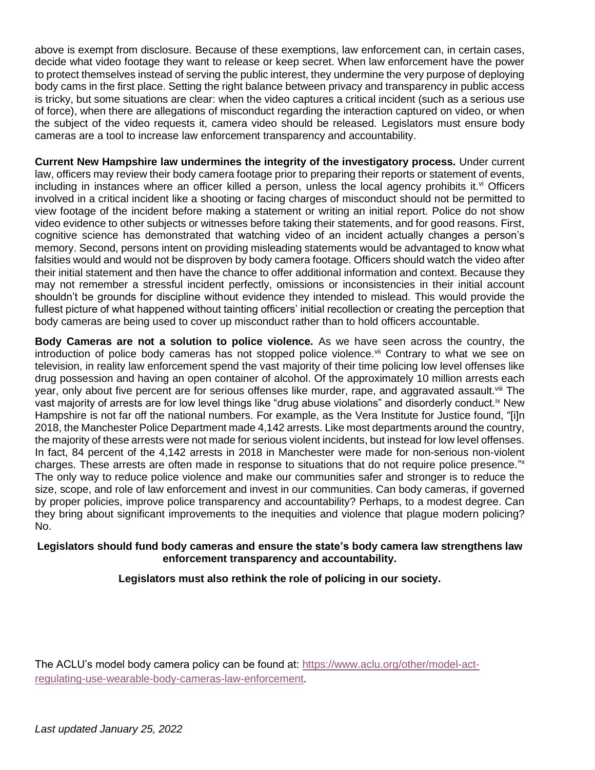above is exempt from disclosure. Because of these exemptions, law enforcement can, in certain cases, decide what video footage they want to release or keep secret. When law enforcement have the power to protect themselves instead of serving the public interest, they undermine the very purpose of deploying body cams in the first place. Setting the right balance between privacy and transparency in public access is tricky, but some situations are clear: when the video captures a critical incident (such as a serious use of force), when there are allegations of misconduct regarding the interaction captured on video, or when the subject of the video requests it, camera video should be released. Legislators must ensure body cameras are a tool to increase law enforcement transparency and accountability.

**Current New Hampshire law undermines the integrity of the investigatory process.** Under current law, officers may review their body camera footage prior to preparing their reports or statement of events, including in instances where an officer killed a person, unless the local agency prohibits it.[vi] Officers involved in a critical incident like a shooting or facing charges of misconduct should not be permitted to view footage of the incident before making a statement or writing an initial report. Police do not show video evidence to other subjects or witnesses before taking their statements, and for good reasons. First, cognitive science has demonstrated that watching video of an incident actually changes a person's memory. Second, persons intent on providing misleading statements would be advantaged to know what falsities would and would not be disproven by body camera footage. Officers should watch the video after their initial statement and then have the chance to offer additional information and context. Because they may not remember a stressful incident perfectly, omissions or inconsistencies in their initial account shouldn't be grounds for discipline without evidence they intended to mislead. This would provide the fullest picture of what happened without tainting officers' initial recollection or creating the perception that body cameras are being used to cover up misconduct rather than to hold officers accountable.

**Body Cameras are not a solution to police violence.** As we have seen across the country, the introduction of police body cameras has not stopped police violence.[vii] Contrary to what we see on television, in reality law enforcement spend the vast majority of their time policing low level offenses like drug possession and having an open container of alcohol. Of the approximately 10 million arrests each year, only about five percent are for serious offenses like murder, rape, and aggravated assault.[viii] The vast majority of arrests are for low level things like "drug abuse violations" and disorderly conduct.[ix] New Hampshire is not far off the national numbers. For example, as the Vera Institute for Justice found, "[i]n 2018, the Manchester Police Department made 4,142 arrests. Like most departments around the country, the majority of these arrests were not made for serious violent incidents, but instead for low level offenses. In fact, 84 percent of the 4,142 arrests in 2018 in Manchester were made for non-serious non-violent charges. These arrests are often made in response to situations that do not require police presence."[x] The only way to reduce police violence and make our communities safer and stronger is to reduce the size, scope, and role of law enforcement and invest in our communities. Can body cameras, if governed by proper policies, improve police transparency and accountability? Perhaps, to a modest degree. Can they bring about significant improvements to the inequities and violence that plague modern policing? No.

**Legislators should fund body cameras and ensure the state's body camera law strengthens law enforcement transparency and accountability.**

**Legislators must also rethink the role of policing in our society.**

The ACLU's model body camera policy can be found at: [https://www.aclu.org/other/model-act-regulating-use-wearable-body-cameras-law-enforcement](https://www.aclu.org/other/model-act-regulating-use-wearable-body-cameras-law-enforcement).

*Last updated January 25, 2022*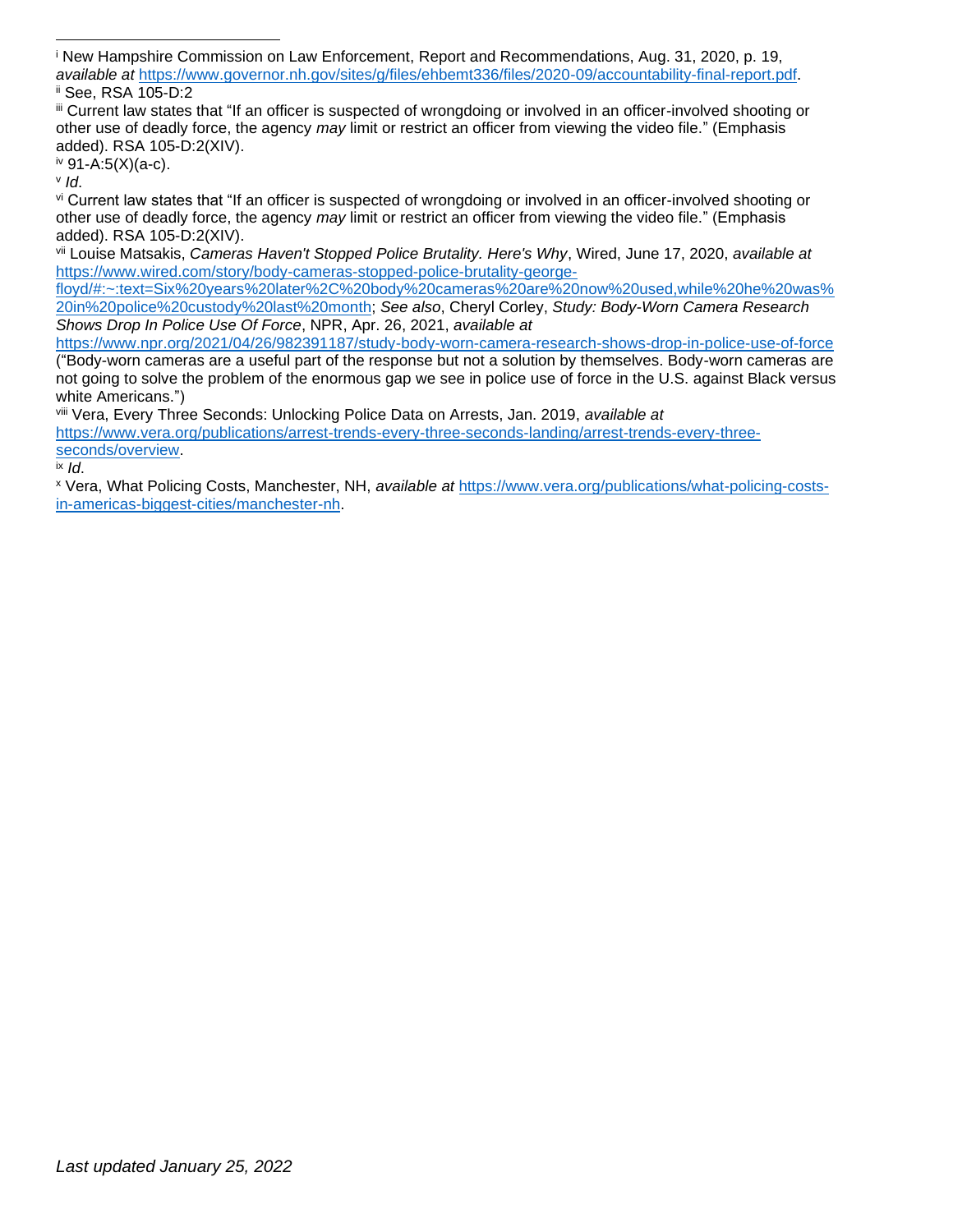[i] New Hampshire Commission on Law Enforcement, Report and Recommendations, Aug. 31, 2020, p. 19, *available at* https://www.governor.nh.gov/sites/g/files/ehbemt336/files/2020-09/accountability-final-report.pdf.

[ii] See, RSA 105-D:2

[iii] Current law states that "If an officer is suspected of wrongdoing or involved in an officer-involved shooting or other use of deadly force, the agency *may* limit or restrict an officer from viewing the video file." (Emphasis added). RSA 105-D:2(XIV).

[iv] 91-A:5(X)(a-c).

[v] *Id*.

[vi] Current law states that "If an officer is suspected of wrongdoing or involved in an officer-involved shooting or other use of deadly force, the agency *may* limit or restrict an officer from viewing the video file." (Emphasis added). RSA 105-D:2(XIV).

[vii] Louise Matsakis, *Cameras Haven't Stopped Police Brutality. Here's Why*, Wired, June 17, 2020, *available at* https://www.wired.com/story/body-cameras-stopped-police-brutality-george-floyd/#:~:text=Six%20years%20later%2C%20body%20cameras%20are%20now%20used,while%20he%20was%20in%20police%20custody%20last%20month; *See also*, Cheryl Corley, *Study: Body-Worn Camera Research Shows Drop In Police Use Of Force*, NPR, Apr. 26, 2021, *available at* https://www.npr.org/2021/04/26/982391187/study-body-worn-camera-research-shows-drop-in-police-use-of-force ("Body-worn cameras are a useful part of the response but not a solution by themselves. Body-worn cameras are not going to solve the problem of the enormous gap we see in police use of force in the U.S. against Black versus white Americans.")

[viii] Vera, Every Three Seconds: Unlocking Police Data on Arrests, Jan. 2019, *available at* https://www.vera.org/publications/arrest-trends-every-three-seconds-landing/arrest-trends-every-three-seconds/overview.

[ix] *Id*.

[x] Vera, What Policing Costs, Manchester, NH, *available at* https://www.vera.org/publications/what-policing-costs-in-americas-biggest-cities/manchester-nh.

*Last updated January 25, 2022*